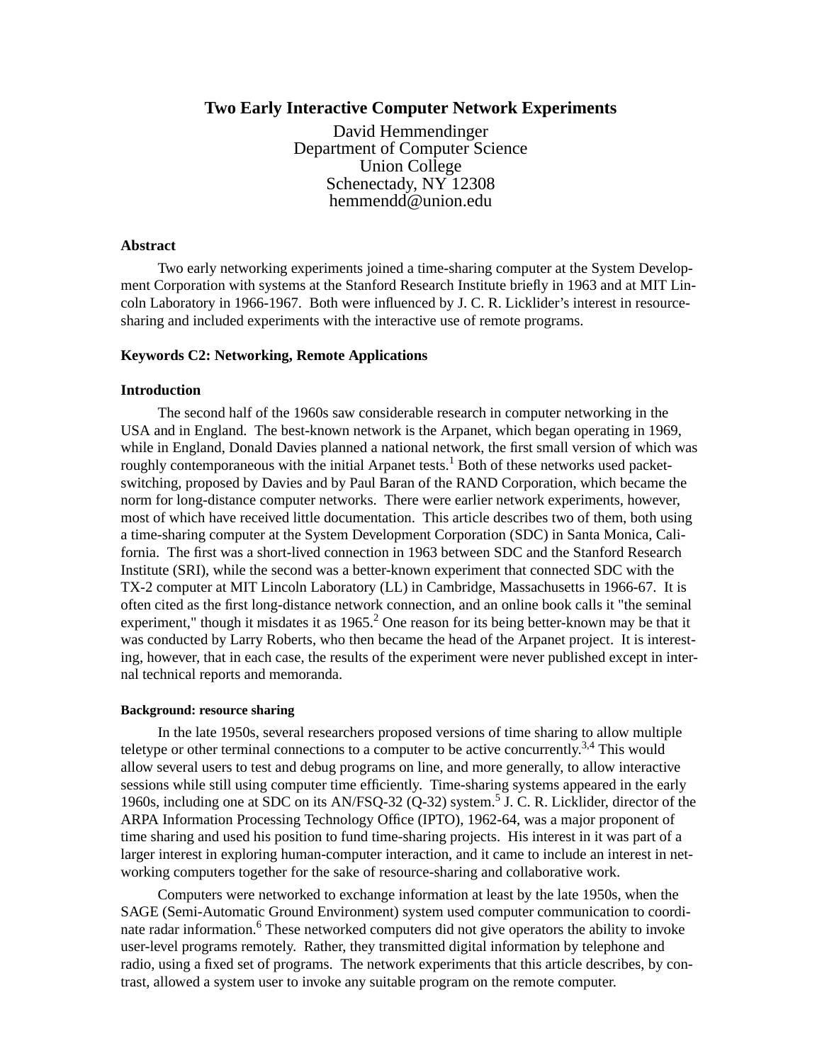# Two Early Interactive Computer Network Experiments

David Hemmendinger
Department of Computer Science
Union College
Schenectady, NY 12308
hemmendd@union.edu

### Abstract

Two early networking experiments joined a time-sharing computer at the System Development Corporation with systems at the Stanford Research Institute briefly in 1963 and at MIT Lincoln Laboratory in 1966-1967. Both were influenced by J. C. R. Licklider's interest in resource-sharing and included experiments with the interactive use of remote programs.

### Keywords C2: Networking, Remote Applications

### Introduction

The second half of the 1960s saw considerable research in computer networking in the USA and in England. The best-known network is the Arpanet, which began operating in 1969, while in England, Donald Davies planned a national network, the first small version of which was roughly contemporaneous with the initial Arpanet tests.[1] Both of these networks used packet-switching, proposed by Davies and by Paul Baran of the RAND Corporation, which became the norm for long-distance computer networks. There were earlier network experiments, however, most of which have received little documentation. This article describes two of them, both using a time-sharing computer at the System Development Corporation (SDC) in Santa Monica, California. The first was a short-lived connection in 1963 between SDC and the Stanford Research Institute (SRI), while the second was a better-known experiment that connected SDC with the TX-2 computer at MIT Lincoln Laboratory (LL) in Cambridge, Massachusetts in 1966-67. It is often cited as the first long-distance network connection, and an online book calls it "the seminal experiment," though it misdates it as 1965.[2] One reason for its being better-known may be that it was conducted by Larry Roberts, who then became the head of the Arpanet project. It is interesting, however, that in each case, the results of the experiment were never published except in internal technical reports and memoranda.

#### Background: resource sharing

In the late 1950s, several researchers proposed versions of time sharing to allow multiple teletype or other terminal connections to a computer to be active concurrently.[3,4] This would allow several users to test and debug programs on line, and more generally, to allow interactive sessions while still using computer time efficiently. Time-sharing systems appeared in the early 1960s, including one at SDC on its AN/FSQ-32 (Q-32) system.[5] J. C. R. Licklider, director of the ARPA Information Processing Technology Office (IPTO), 1962-64, was a major proponent of time sharing and used his position to fund time-sharing projects. His interest in it was part of a larger interest in exploring human-computer interaction, and it came to include an interest in networking computers together for the sake of resource-sharing and collaborative work.

Computers were networked to exchange information at least by the late 1950s, when the SAGE (Semi-Automatic Ground Environment) system used computer communication to coordinate radar information.[6] These networked computers did not give operators the ability to invoke user-level programs remotely. Rather, they transmitted digital information by telephone and radio, using a fixed set of programs. The network experiments that this article describes, by contrast, allowed a system user to invoke any suitable program on the remote computer.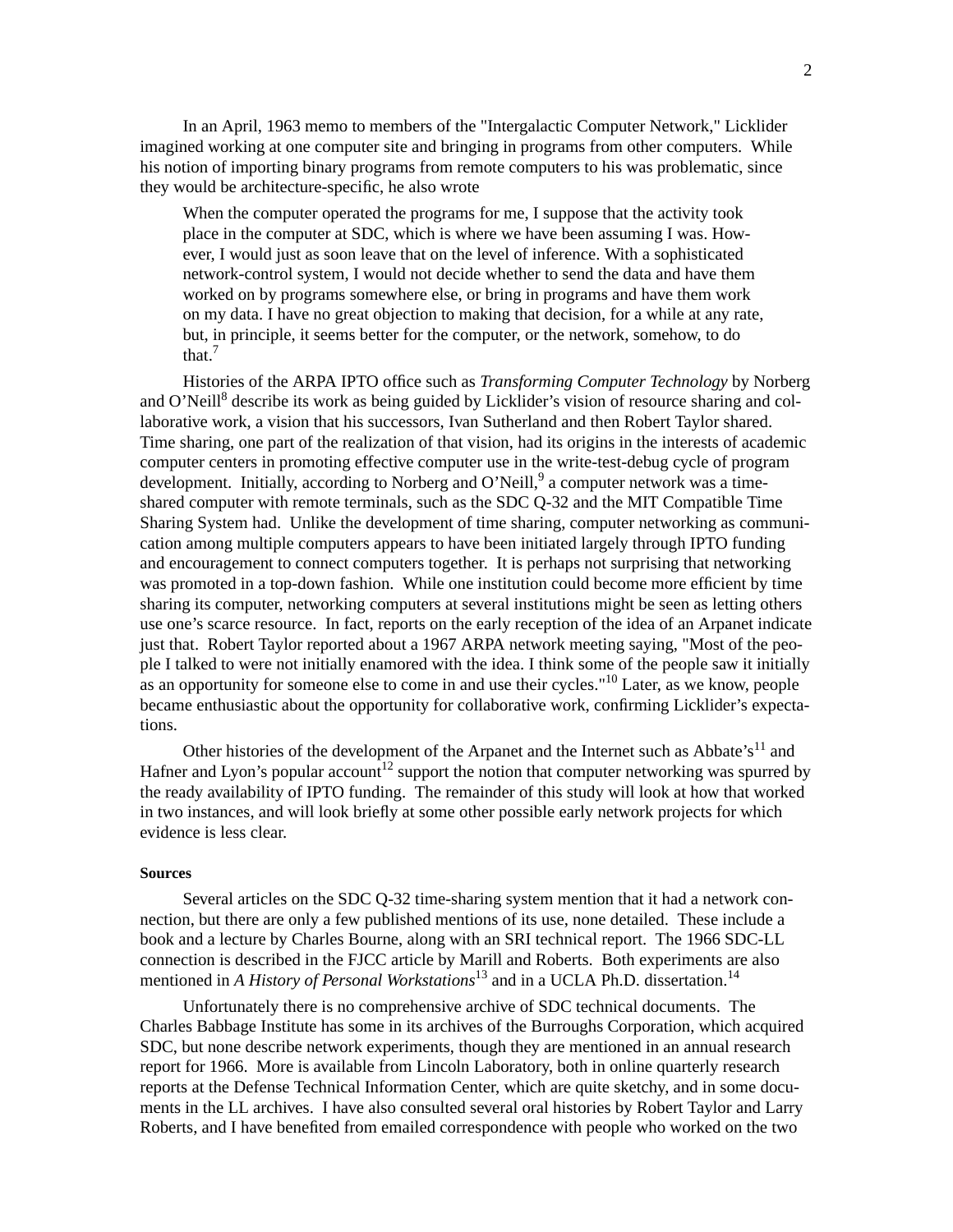In an April, 1963 memo to members of the "Intergalactic Computer Network," Licklider imagined working at one computer site and bringing in programs from other computers. While his notion of importing binary programs from remote computers to his was problematic, since they would be architecture-specific, he also wrote

> When the computer operated the programs for me, I suppose that the activity took place in the computer at SDC, which is where we have been assuming I was. However, I would just as soon leave that on the level of inference. With a sophisticated network-control system, I would not decide whether to send the data and have them worked on by programs somewhere else, or bring in programs and have them work on my data. I have no great objection to making that decision, for a while at any rate, but, in principle, it seems better for the computer, or the network, somehow, to do that.[7]

Histories of the ARPA IPTO office such as *Transforming Computer Technology* by Norberg and O'Neill[8] describe its work as being guided by Licklider's vision of resource sharing and collaborative work, a vision that his successors, Ivan Sutherland and then Robert Taylor shared. Time sharing, one part of the realization of that vision, had its origins in the interests of academic computer centers in promoting effective computer use in the write-test-debug cycle of program development. Initially, according to Norberg and O'Neill,[9] a computer network was a time-shared computer with remote terminals, such as the SDC Q-32 and the MIT Compatible Time Sharing System had. Unlike the development of time sharing, computer networking as communication among multiple computers appears to have been initiated largely through IPTO funding and encouragement to connect computers together. It is perhaps not surprising that networking was promoted in a top-down fashion. While one institution could become more efficient by time sharing its computer, networking computers at several institutions might be seen as letting others use one's scarce resource. In fact, reports on the early reception of the idea of an Arpanet indicate just that. Robert Taylor reported about a 1967 ARPA network meeting saying, "Most of the people I talked to were not initially enamored with the idea. I think some of the people saw it initially as an opportunity for someone else to come in and use their cycles."[10] Later, as we know, people became enthusiastic about the opportunity for collaborative work, confirming Licklider's expectations.

Other histories of the development of the Arpanet and the Internet such as Abbate's[11] and Hafner and Lyon's popular account[12] support the notion that computer networking was spurred by the ready availability of IPTO funding. The remainder of this study will look at how that worked in two instances, and will look briefly at some other possible early network projects for which evidence is less clear.

**Sources**

Several articles on the SDC Q-32 time-sharing system mention that it had a network connection, but there are only a few published mentions of its use, none detailed. These include a book and a lecture by Charles Bourne, along with an SRI technical report. The 1966 SDC-LL connection is described in the FJCC article by Marill and Roberts. Both experiments are also mentioned in *A History of Personal Workstations*[13] and in a UCLA Ph.D. dissertation.[14]

Unfortunately there is no comprehensive archive of SDC technical documents. The Charles Babbage Institute has some in its archives of the Burroughs Corporation, which acquired SDC, but none describe network experiments, though they are mentioned in an annual research report for 1966. More is available from Lincoln Laboratory, both in online quarterly research reports at the Defense Technical Information Center, which are quite sketchy, and in some documents in the LL archives. I have also consulted several oral histories by Robert Taylor and Larry Roberts, and I have benefited from emailed correspondence with people who worked on the two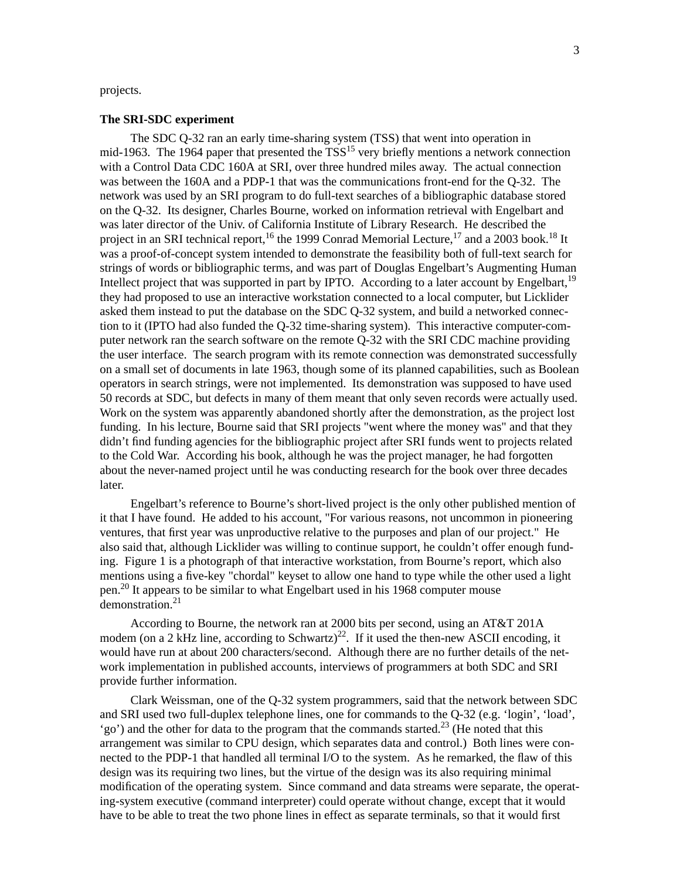projects.

**The SRI-SDC experiment**

The SDC Q-32 ran an early time-sharing system (TSS) that went into operation in mid-1963. The 1964 paper that presented the TSS[15] very briefly mentions a network connection with a Control Data CDC 160A at SRI, over three hundred miles away. The actual connection was between the 160A and a PDP-1 that was the communications front-end for the Q-32. The network was used by an SRI program to do full-text searches of a bibliographic database stored on the Q-32. Its designer, Charles Bourne, worked on information retrieval with Engelbart and was later director of the Univ. of California Institute of Library Research. He described the project in an SRI technical report,[16] the 1999 Conrad Memorial Lecture,[17] and a 2003 book.[18] It was a proof-of-concept system intended to demonstrate the feasibility both of full-text search for strings of words or bibliographic terms, and was part of Douglas Engelbart's Augmenting Human Intellect project that was supported in part by IPTO. According to a later account by Engelbart,[19] they had proposed to use an interactive workstation connected to a local computer, but Licklider asked them instead to put the database on the SDC Q-32 system, and build a networked connection to it (IPTO had also funded the Q-32 time-sharing system). This interactive computer-computer network ran the search software on the remote Q-32 with the SRI CDC machine providing the user interface. The search program with its remote connection was demonstrated successfully on a small set of documents in late 1963, though some of its planned capabilities, such as Boolean operators in search strings, were not implemented. Its demonstration was supposed to have used 50 records at SDC, but defects in many of them meant that only seven records were actually used. Work on the system was apparently abandoned shortly after the demonstration, as the project lost funding. In his lecture, Bourne said that SRI projects "went where the money was" and that they didn't find funding agencies for the bibliographic project after SRI funds went to projects related to the Cold War. According his book, although he was the project manager, he had forgotten about the never-named project until he was conducting research for the book over three decades later.

Engelbart's reference to Bourne's short-lived project is the only other published mention of it that I have found. He added to his account, "For various reasons, not uncommon in pioneering ventures, that first year was unproductive relative to the purposes and plan of our project." He also said that, although Licklider was willing to continue support, he couldn't offer enough funding. Figure 1 is a photograph of that interactive workstation, from Bourne's report, which also mentions using a five-key "chordal" keyset to allow one hand to type while the other used a light pen.[20] It appears to be similar to what Engelbart used in his 1968 computer mouse demonstration.[21]

According to Bourne, the network ran at 2000 bits per second, using an AT&T 201A modem (on a 2 kHz line, according to Schwartz)[22]. If it used the then-new ASCII encoding, it would have run at about 200 characters/second. Although there are no further details of the network implementation in published accounts, interviews of programmers at both SDC and SRI provide further information.

Clark Weissman, one of the Q-32 system programmers, said that the network between SDC and SRI used two full-duplex telephone lines, one for commands to the Q-32 (e.g. 'login', 'load', 'go') and the other for data to the program that the commands started.[23] (He noted that this arrangement was similar to CPU design, which separates data and control.) Both lines were connected to the PDP-1 that handled all terminal I/O to the system. As he remarked, the flaw of this design was its requiring two lines, but the virtue of the design was its also requiring minimal modification of the operating system. Since command and data streams were separate, the operating-system executive (command interpreter) could operate without change, except that it would have to be able to treat the two phone lines in effect as separate terminals, so that it would first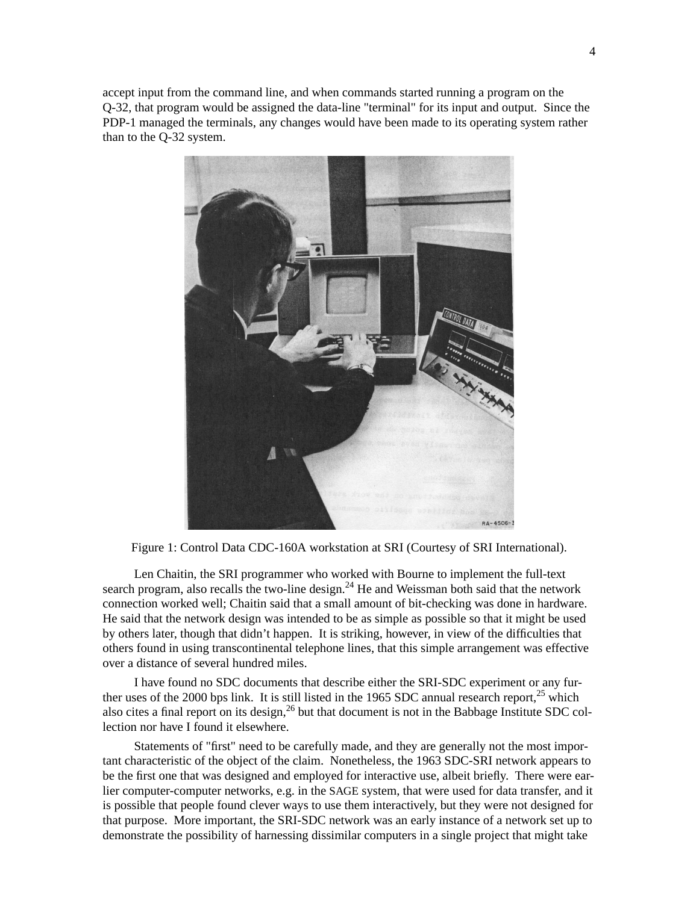accept input from the command line, and when commands started running a program on the Q-32, that program would be assigned the data-line "terminal" for its input and output. Since the PDP-1 managed the terminals, any changes would have been made to its operating system rather than to the Q-32 system.

Figure 1: Control Data CDC-160A workstation at SRI (Courtesy of SRI International).

Len Chaitin, the SRI programmer who worked with Bourne to implement the full-text search program, also recalls the two-line design.[24] He and Weissman both said that the network connection worked well; Chaitin said that a small amount of bit-checking was done in hardware. He said that the network design was intended to be as simple as possible so that it might be used by others later, though that didn't happen. It is striking, however, in view of the difficulties that others found in using transcontinental telephone lines, that this simple arrangement was effective over a distance of several hundred miles.

I have found no SDC documents that describe either the SRI-SDC experiment or any further uses of the 2000 bps link. It is still listed in the 1965 SDC annual research report,[25] which also cites a final report on its design,[26] but that document is not in the Babbage Institute SDC collection nor have I found it elsewhere.

Statements of "first" need to be carefully made, and they are generally not the most important characteristic of the object of the claim. Nonetheless, the 1963 SDC-SRI network appears to be the first one that was designed and employed for interactive use, albeit briefly. There were earlier computer-computer networks, e.g. in the SAGE system, that were used for data transfer, and it is possible that people found clever ways to use them interactively, but they were not designed for that purpose. More important, the SRI-SDC network was an early instance of a network set up to demonstrate the possibility of harnessing dissimilar computers in a single project that might take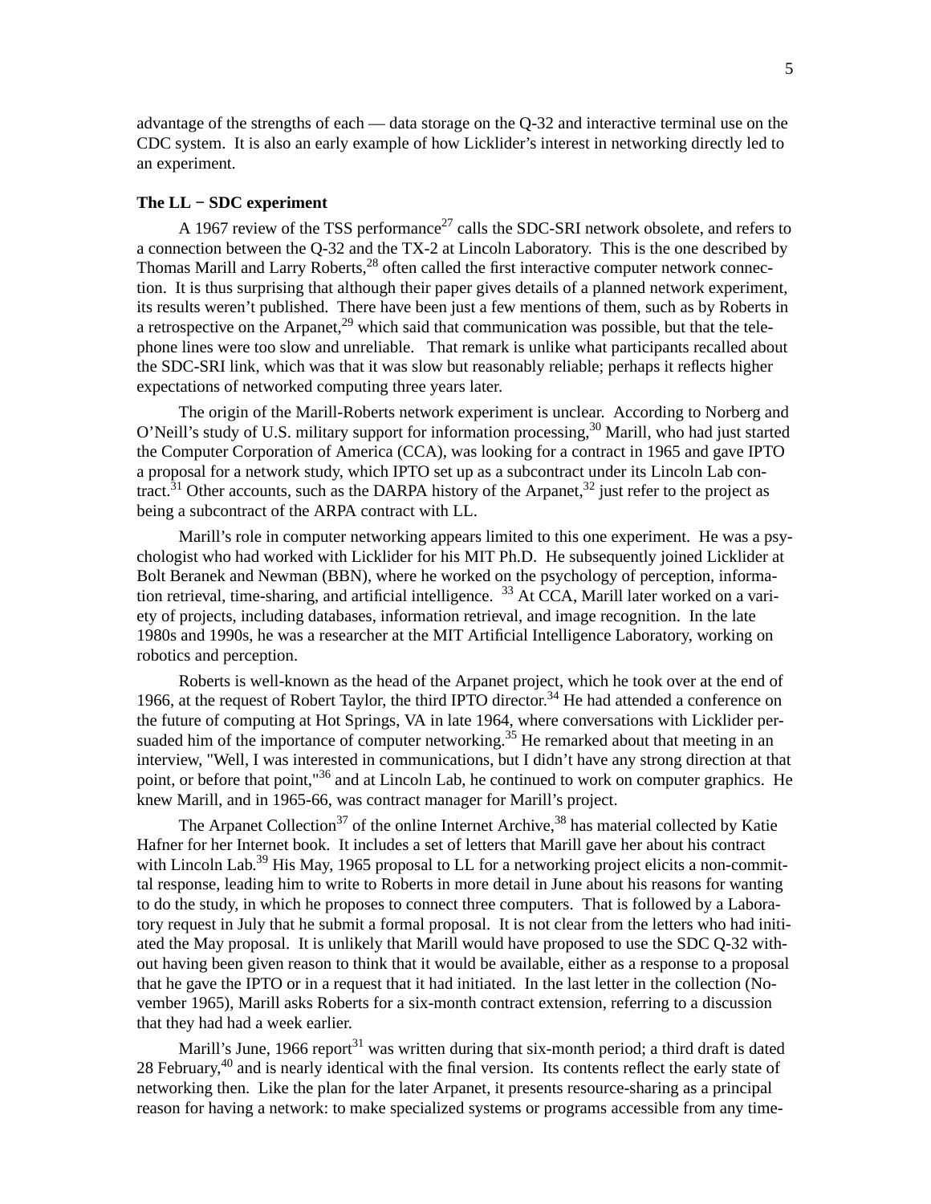advantage of the strengths of each — data storage on the Q-32 and interactive terminal use on the CDC system. It is also an early example of how Licklider's interest in networking directly led to an experiment.

**The LL − SDC experiment**

A 1967 review of the TSS performance[27] calls the SDC-SRI network obsolete, and refers to a connection between the Q-32 and the TX-2 at Lincoln Laboratory. This is the one described by Thomas Marill and Larry Roberts,[28] often called the first interactive computer network connection. It is thus surprising that although their paper gives details of a planned network experiment, its results weren't published. There have been just a few mentions of them, such as by Roberts in a retrospective on the Arpanet,[29] which said that communication was possible, but that the telephone lines were too slow and unreliable. That remark is unlike what participants recalled about the SDC-SRI link, which was that it was slow but reasonably reliable; perhaps it reflects higher expectations of networked computing three years later.

The origin of the Marill-Roberts network experiment is unclear. According to Norberg and O'Neill's study of U.S. military support for information processing,[30] Marill, who had just started the Computer Corporation of America (CCA), was looking for a contract in 1965 and gave IPTO a proposal for a network study, which IPTO set up as a subcontract under its Lincoln Lab contract.[31] Other accounts, such as the DARPA history of the Arpanet,[32] just refer to the project as being a subcontract of the ARPA contract with LL.

Marill's role in computer networking appears limited to this one experiment. He was a psychologist who had worked with Licklider for his MIT Ph.D. He subsequently joined Licklider at Bolt Beranek and Newman (BBN), where he worked on the psychology of perception, information retrieval, time-sharing, and artificial intelligence. [33] At CCA, Marill later worked on a variety of projects, including databases, information retrieval, and image recognition. In the late 1980s and 1990s, he was a researcher at the MIT Artificial Intelligence Laboratory, working on robotics and perception.

Roberts is well-known as the head of the Arpanet project, which he took over at the end of 1966, at the request of Robert Taylor, the third IPTO director.[34] He had attended a conference on the future of computing at Hot Springs, VA in late 1964, where conversations with Licklider persuaded him of the importance of computer networking.[35] He remarked about that meeting in an interview, "Well, I was interested in communications, but I didn't have any strong direction at that point, or before that point,"[36] and at Lincoln Lab, he continued to work on computer graphics. He knew Marill, and in 1965-66, was contract manager for Marill's project.

The Arpanet Collection[37] of the online Internet Archive,[38] has material collected by Katie Hafner for her Internet book. It includes a set of letters that Marill gave her about his contract with Lincoln Lab.[39] His May, 1965 proposal to LL for a networking project elicits a non-committal response, leading him to write to Roberts in more detail in June about his reasons for wanting to do the study, in which he proposes to connect three computers. That is followed by a Laboratory request in July that he submit a formal proposal. It is not clear from the letters who had initiated the May proposal. It is unlikely that Marill would have proposed to use the SDC Q-32 without having been given reason to think that it would be available, either as a response to a proposal that he gave the IPTO or in a request that it had initiated. In the last letter in the collection (November 1965), Marill asks Roberts for a six-month contract extension, referring to a discussion that they had had a week earlier.

Marill's June, 1966 report[31] was written during that six-month period; a third draft is dated 28 February,[40] and is nearly identical with the final version. Its contents reflect the early state of networking then. Like the plan for the later Arpanet, it presents resource-sharing as a principal reason for having a network: to make specialized systems or programs accessible from any time-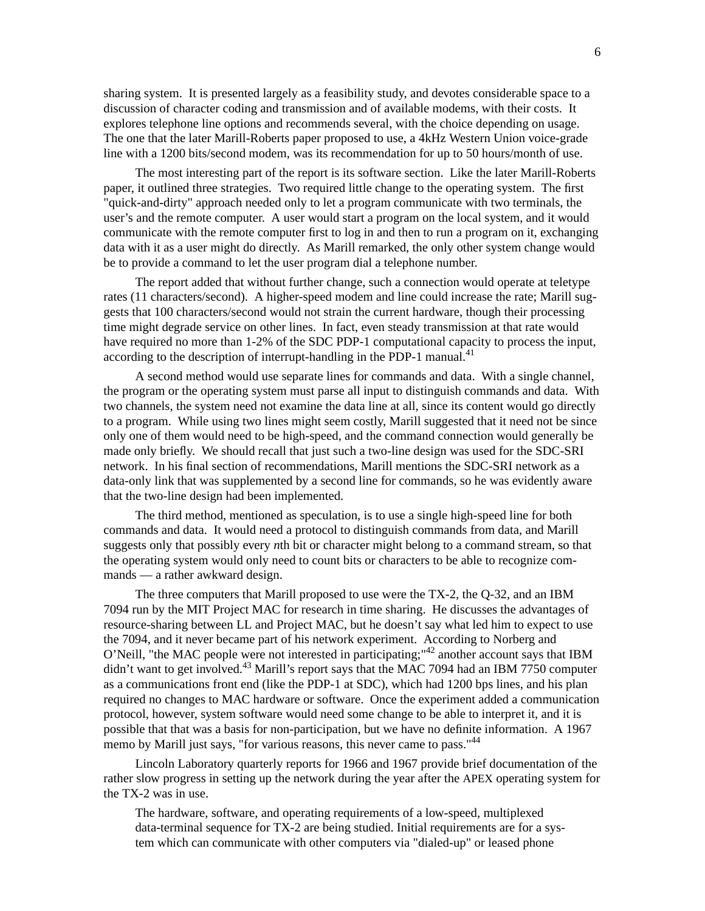sharing system. It is presented largely as a feasibility study, and devotes considerable space to a discussion of character coding and transmission and of available modems, with their costs. It explores telephone line options and recommends several, with the choice depending on usage. The one that the later Marill-Roberts paper proposed to use, a 4kHz Western Union voice-grade line with a 1200 bits/second modem, was its recommendation for up to 50 hours/month of use.

The most interesting part of the report is its software section. Like the later Marill-Roberts paper, it outlined three strategies. Two required little change to the operating system. The first "quick-and-dirty" approach needed only to let a program communicate with two terminals, the user's and the remote computer. A user would start a program on the local system, and it would communicate with the remote computer first to log in and then to run a program on it, exchanging data with it as a user might do directly. As Marill remarked, the only other system change would be to provide a command to let the user program dial a telephone number.

The report added that without further change, such a connection would operate at teletype rates (11 characters/second). A higher-speed modem and line could increase the rate; Marill suggests that 100 characters/second would not strain the current hardware, though their processing time might degrade service on other lines. In fact, even steady transmission at that rate would have required no more than 1-2% of the SDC PDP-1 computational capacity to process the input, according to the description of interrupt-handling in the PDP-1 manual.[41]

A second method would use separate lines for commands and data. With a single channel, the program or the operating system must parse all input to distinguish commands and data. With two channels, the system need not examine the data line at all, since its content would go directly to a program. While using two lines might seem costly, Marill suggested that it need not be since only one of them would need to be high-speed, and the command connection would generally be made only briefly. We should recall that just such a two-line design was used for the SDC-SRI network. In his final section of recommendations, Marill mentions the SDC-SRI network as a data-only link that was supplemented by a second line for commands, so he was evidently aware that the two-line design had been implemented.

The third method, mentioned as speculation, is to use a single high-speed line for both commands and data. It would need a protocol to distinguish commands from data, and Marill suggests only that possibly every *n*th bit or character might belong to a command stream, so that the operating system would only need to count bits or characters to be able to recognize commands — a rather awkward design.

The three computers that Marill proposed to use were the TX-2, the Q-32, and an IBM 7094 run by the MIT Project MAC for research in time sharing. He discusses the advantages of resource-sharing between LL and Project MAC, but he doesn't say what led him to expect to use the 7094, and it never became part of his network experiment. According to Norberg and O'Neill, "the MAC people were not interested in participating;"[42] another account says that IBM didn't want to get involved.[43] Marill's report says that the MAC 7094 had an IBM 7750 computer as a communications front end (like the PDP-1 at SDC), which had 1200 bps lines, and his plan required no changes to MAC hardware or software. Once the experiment added a communication protocol, however, system software would need some change to be able to interpret it, and it is possible that that was a basis for non-participation, but we have no definite information. A 1967 memo by Marill just says, "for various reasons, this never came to pass."[44]

Lincoln Laboratory quarterly reports for 1966 and 1967 provide brief documentation of the rather slow progress in setting up the network during the year after the APEX operating system for the TX-2 was in use.

> The hardware, software, and operating requirements of a low-speed, multiplexed data-terminal sequence for TX-2 are being studied. Initial requirements are for a system which can communicate with other computers via "dialed-up" or leased phone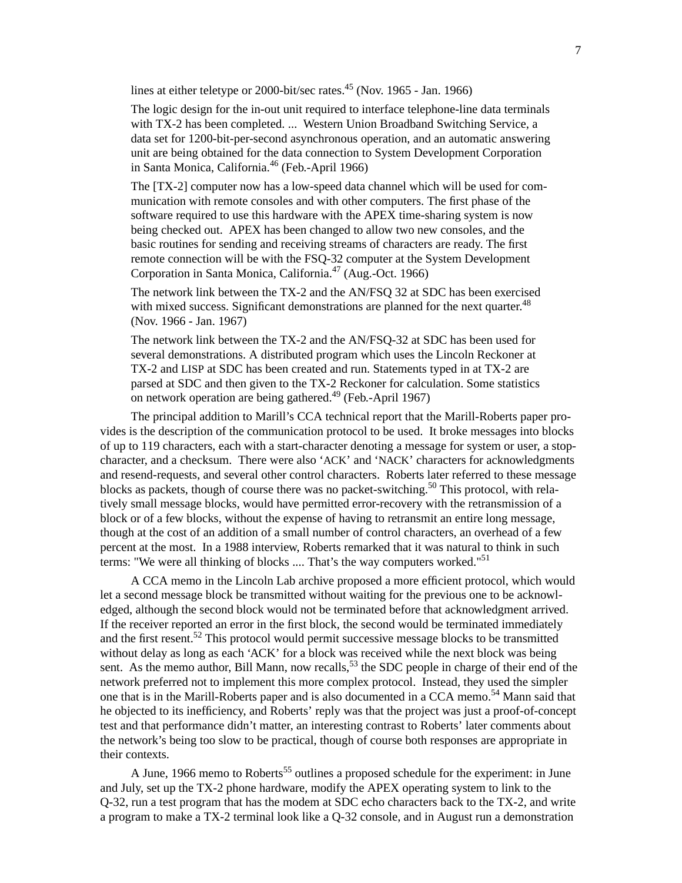lines at either teletype or 2000-bit/sec rates.[45] (Nov. 1965 - Jan. 1966)

> The logic design for the in-out unit required to interface telephone-line data terminals with TX-2 has been completed. ... Western Union Broadband Switching Service, a data set for 1200-bit-per-second asynchronous operation, and an automatic answering unit are being obtained for the data connection to System Development Corporation in Santa Monica, California.[46] (Feb.-April 1966)

> The [TX-2] computer now has a low-speed data channel which will be used for communication with remote consoles and with other computers. The first phase of the software required to use this hardware with the APEX time-sharing system is now being checked out. APEX has been changed to allow two new consoles, and the basic routines for sending and receiving streams of characters are ready. The first remote connection will be with the FSQ-32 computer at the System Development Corporation in Santa Monica, California.[47] (Aug.-Oct. 1966)

> The network link between the TX-2 and the AN/FSQ 32 at SDC has been exercised with mixed success. Significant demonstrations are planned for the next quarter.[48] (Nov. 1966 - Jan. 1967)

> The network link between the TX-2 and the AN/FSQ-32 at SDC has been used for several demonstrations. A distributed program which uses the Lincoln Reckoner at TX-2 and LISP at SDC has been created and run. Statements typed in at TX-2 are parsed at SDC and then given to the TX-2 Reckoner for calculation. Some statistics on network operation are being gathered.[49] (Feb.-April 1967)

The principal addition to Marill's CCA technical report that the Marill-Roberts paper provides is the description of the communication protocol to be used. It broke messages into blocks of up to 119 characters, each with a start-character denoting a message for system or user, a stop-character, and a checksum. There were also 'ACK' and 'NACK' characters for acknowledgments and resend-requests, and several other control characters. Roberts later referred to these message blocks as packets, though of course there was no packet-switching.[50] This protocol, with relatively small message blocks, would have permitted error-recovery with the retransmission of a block or of a few blocks, without the expense of having to retransmit an entire long message, though at the cost of an addition of a small number of control characters, an overhead of a few percent at the most. In a 1988 interview, Roberts remarked that it was natural to think in such terms: "We were all thinking of blocks .... That's the way computers worked."[51]

A CCA memo in the Lincoln Lab archive proposed a more efficient protocol, which would let a second message block be transmitted without waiting for the previous one to be acknowledged, although the second block would not be terminated before that acknowledgment arrived. If the receiver reported an error in the first block, the second would be terminated immediately and the first resent.[52] This protocol would permit successive message blocks to be transmitted without delay as long as each 'ACK' for a block was received while the next block was being sent. As the memo author, Bill Mann, now recalls,[53] the SDC people in charge of their end of the network preferred not to implement this more complex protocol. Instead, they used the simpler one that is in the Marill-Roberts paper and is also documented in a CCA memo.[54] Mann said that he objected to its inefficiency, and Roberts' reply was that the project was just a proof-of-concept test and that performance didn't matter, an interesting contrast to Roberts' later comments about the network's being too slow to be practical, though of course both responses are appropriate in their contexts.

A June, 1966 memo to Roberts[55] outlines a proposed schedule for the experiment: in June and July, set up the TX-2 phone hardware, modify the APEX operating system to link to the Q-32, run a test program that has the modem at SDC echo characters back to the TX-2, and write a program to make a TX-2 terminal look like a Q-32 console, and in August run a demonstration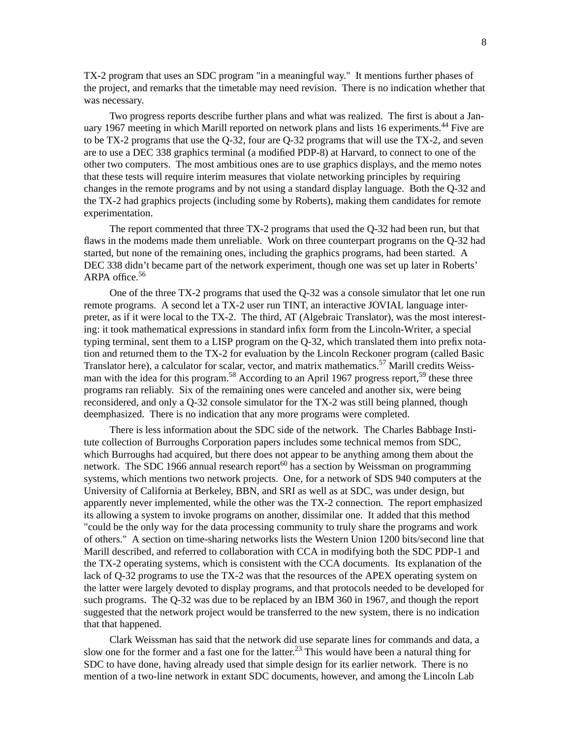TX-2 program that uses an SDC program "in a meaningful way." It mentions further phases of the project, and remarks that the timetable may need revision. There is no indication whether that was necessary.

Two progress reports describe further plans and what was realized. The first is about a January 1967 meeting in which Marill reported on network plans and lists 16 experiments.[44] Five are to be TX-2 programs that use the Q-32, four are Q-32 programs that will use the TX-2, and seven are to use a DEC 338 graphics terminal (a modified PDP-8) at Harvard, to connect to one of the other two computers. The most ambitious ones are to use graphics displays, and the memo notes that these tests will require interim measures that violate networking principles by requiring changes in the remote programs and by not using a standard display language. Both the Q-32 and the TX-2 had graphics projects (including some by Roberts), making them candidates for remote experimentation.

The report commented that three TX-2 programs that used the Q-32 had been run, but that flaws in the modems made them unreliable. Work on three counterpart programs on the Q-32 had started, but none of the remaining ones, including the graphics programs, had been started. A DEC 338 didn't became part of the network experiment, though one was set up later in Roberts' ARPA office.[56]

One of the three TX-2 programs that used the Q-32 was a console simulator that let one run remote programs. A second let a TX-2 user run TINT, an interactive JOVIAL language interpreter, as if it were local to the TX-2. The third, AT (Algebraic Translator), was the most interesting: it took mathematical expressions in standard infix form from the Lincoln-Writer, a special typing terminal, sent them to a LISP program on the Q-32, which translated them into prefix notation and returned them to the TX-2 for evaluation by the Lincoln Reckoner program (called Basic Translator here), a calculator for scalar, vector, and matrix mathematics.[57] Marill credits Weissman with the idea for this program.[58] According to an April 1967 progress report,[59] these three programs ran reliably. Six of the remaining ones were canceled and another six, were being reconsidered, and only a Q-32 console simulator for the TX-2 was still being planned, though deemphasized. There is no indication that any more programs were completed.

There is less information about the SDC side of the network. The Charles Babbage Institute collection of Burroughs Corporation papers includes some technical memos from SDC, which Burroughs had acquired, but there does not appear to be anything among them about the network. The SDC 1966 annual research report[60] has a section by Weissman on programming systems, which mentions two network projects. One, for a network of SDS 940 computers at the University of California at Berkeley, BBN, and SRI as well as at SDC, was under design, but apparently never implemented, while the other was the TX-2 connection. The report emphasized its allowing a system to invoke programs on another, dissimilar one. It added that this method "could be the only way for the data processing community to truly share the programs and work of others." A section on time-sharing networks lists the Western Union 1200 bits/second line that Marill described, and referred to collaboration with CCA in modifying both the SDC PDP-1 and the TX-2 operating systems, which is consistent with the CCA documents. Its explanation of the lack of Q-32 programs to use the TX-2 was that the resources of the APEX operating system on the latter were largely devoted to display programs, and that protocols needed to be developed for such programs. The Q-32 was due to be replaced by an IBM 360 in 1967, and though the report suggested that the network project would be transferred to the new system, there is no indication that that happened.

Clark Weissman has said that the network did use separate lines for commands and data, a slow one for the former and a fast one for the latter.[23] This would have been a natural thing for SDC to have done, having already used that simple design for its earlier network. There is no mention of a two-line network in extant SDC documents, however, and among the Lincoln Lab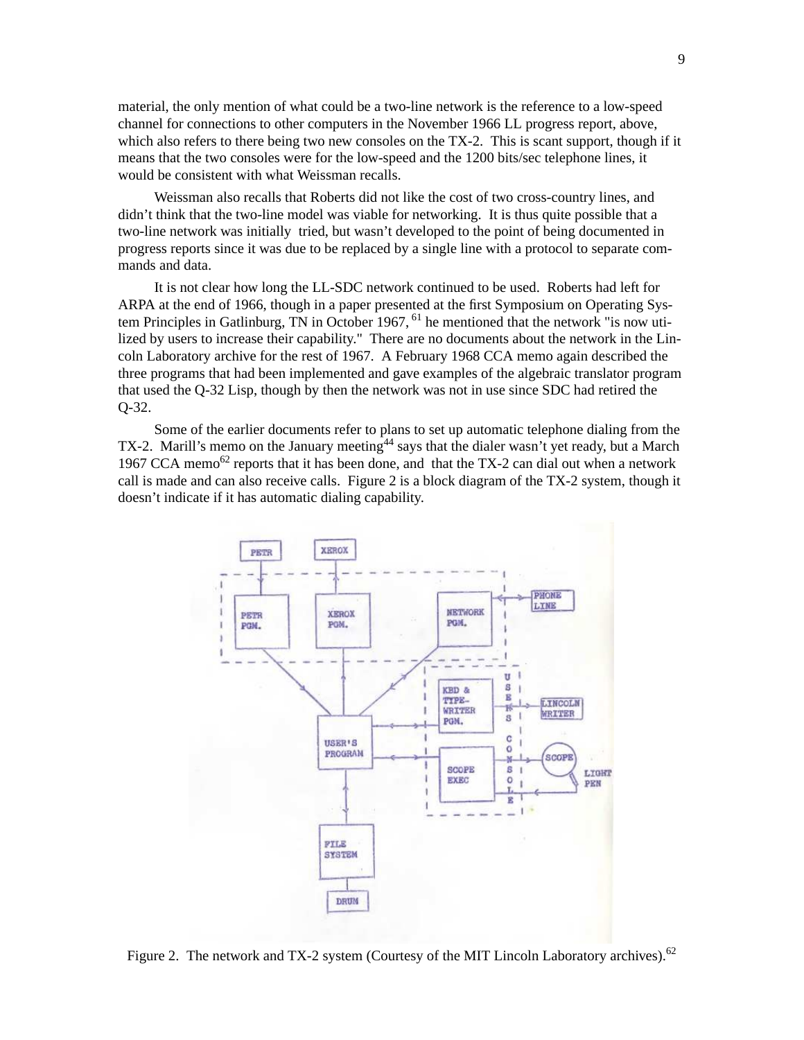material, the only mention of what could be a two-line network is the reference to a low-speed channel for connections to other computers in the November 1966 LL progress report, above, which also refers to there being two new consoles on the TX-2. This is scant support, though if it means that the two consoles were for the low-speed and the 1200 bits/sec telephone lines, it would be consistent with what Weissman recalls.

Weissman also recalls that Roberts did not like the cost of two cross-country lines, and didn't think that the two-line model was viable for networking. It is thus quite possible that a two-line network was initially tried, but wasn't developed to the point of being documented in progress reports since it was due to be replaced by a single line with a protocol to separate commands and data.

It is not clear how long the LL-SDC network continued to be used. Roberts had left for ARPA at the end of 1966, though in a paper presented at the first Symposium on Operating System Principles in Gatlinburg, TN in October 1967, [61] he mentioned that the network "is now utilized by users to increase their capability." There are no documents about the network in the Lincoln Laboratory archive for the rest of 1967. A February 1968 CCA memo again described the three programs that had been implemented and gave examples of the algebraic translator program that used the Q-32 Lisp, though by then the network was not in use since SDC had retired the Q-32.

Some of the earlier documents refer to plans to set up automatic telephone dialing from the TX-2. Marill's memo on the January meeting[44] says that the dialer wasn't yet ready, but a March 1967 CCA memo[62] reports that it has been done, and that the TX-2 can dial out when a network call is made and can also receive calls. Figure 2 is a block diagram of the TX-2 system, though it doesn't indicate if it has automatic dialing capability.

Figure 2. The network and TX-2 system (Courtesy of the MIT Lincoln Laboratory archives).[62]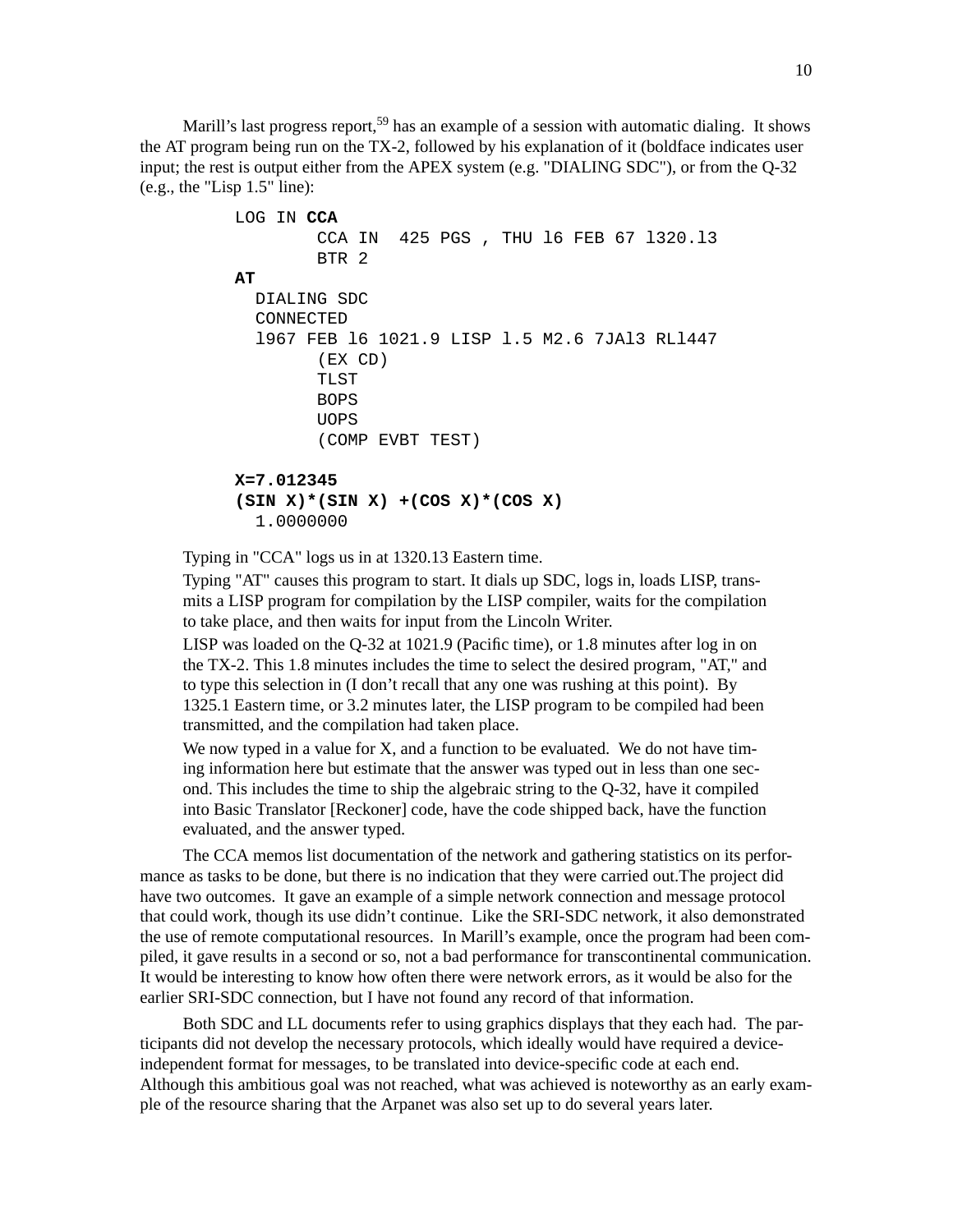Marill's last progress report,[59] has an example of a session with automatic dialing. It shows the AT program being run on the TX-2, followed by his explanation of it (boldface indicates user input; the rest is output either from the APEX system (e.g. "DIALING SDC"), or from the Q-32 (e.g., the "Lisp 1.5" line):

```
LOG IN CCA
        CCA IN  425 PGS , THU l6 FEB 67 l320.l3
        BTR 2
AT
  DIALING SDC
  CONNECTED
  l967 FEB l6 1021.9 LISP l.5 M2.6 7JAl3 RLl447
        (EX CD)
        TLST
        BOPS
        UOPS
        (COMP EVBT TEST)

X=7.012345
(SIN X)*(SIN X) +(COS X)*(COS X)
  1.0000000
```

> Typing in "CCA" logs us in at 1320.13 Eastern time.
>
> Typing "AT" causes this program to start. It dials up SDC, logs in, loads LISP, transmits a LISP program for compilation by the LISP compiler, waits for the compilation to take place, and then waits for input from the Lincoln Writer.
>
> LISP was loaded on the Q-32 at 1021.9 (Pacific time), or 1.8 minutes after log in on the TX-2. This 1.8 minutes includes the time to select the desired program, "AT," and to type this selection in (I don't recall that any one was rushing at this point). By 1325.1 Eastern time, or 3.2 minutes later, the LISP program to be compiled had been transmitted, and the compilation had taken place.
>
> We now typed in a value for X, and a function to be evaluated. We do not have timing information here but estimate that the answer was typed out in less than one second. This includes the time to ship the algebraic string to the Q-32, have it compiled into Basic Translator [Reckoner] code, have the code shipped back, have the function evaluated, and the answer typed.

The CCA memos list documentation of the network and gathering statistics on its performance as tasks to be done, but there is no indication that they were carried out.The project did have two outcomes. It gave an example of a simple network connection and message protocol that could work, though its use didn't continue. Like the SRI-SDC network, it also demonstrated the use of remote computational resources. In Marill's example, once the program had been compiled, it gave results in a second or so, not a bad performance for transcontinental communication. It would be interesting to know how often there were network errors, as it would be also for the earlier SRI-SDC connection, but I have not found any record of that information.

Both SDC and LL documents refer to using graphics displays that they each had. The participants did not develop the necessary protocols, which ideally would have required a device-independent format for messages, to be translated into device-specific code at each end. Although this ambitious goal was not reached, what was achieved is noteworthy as an early example of the resource sharing that the Arpanet was also set up to do several years later.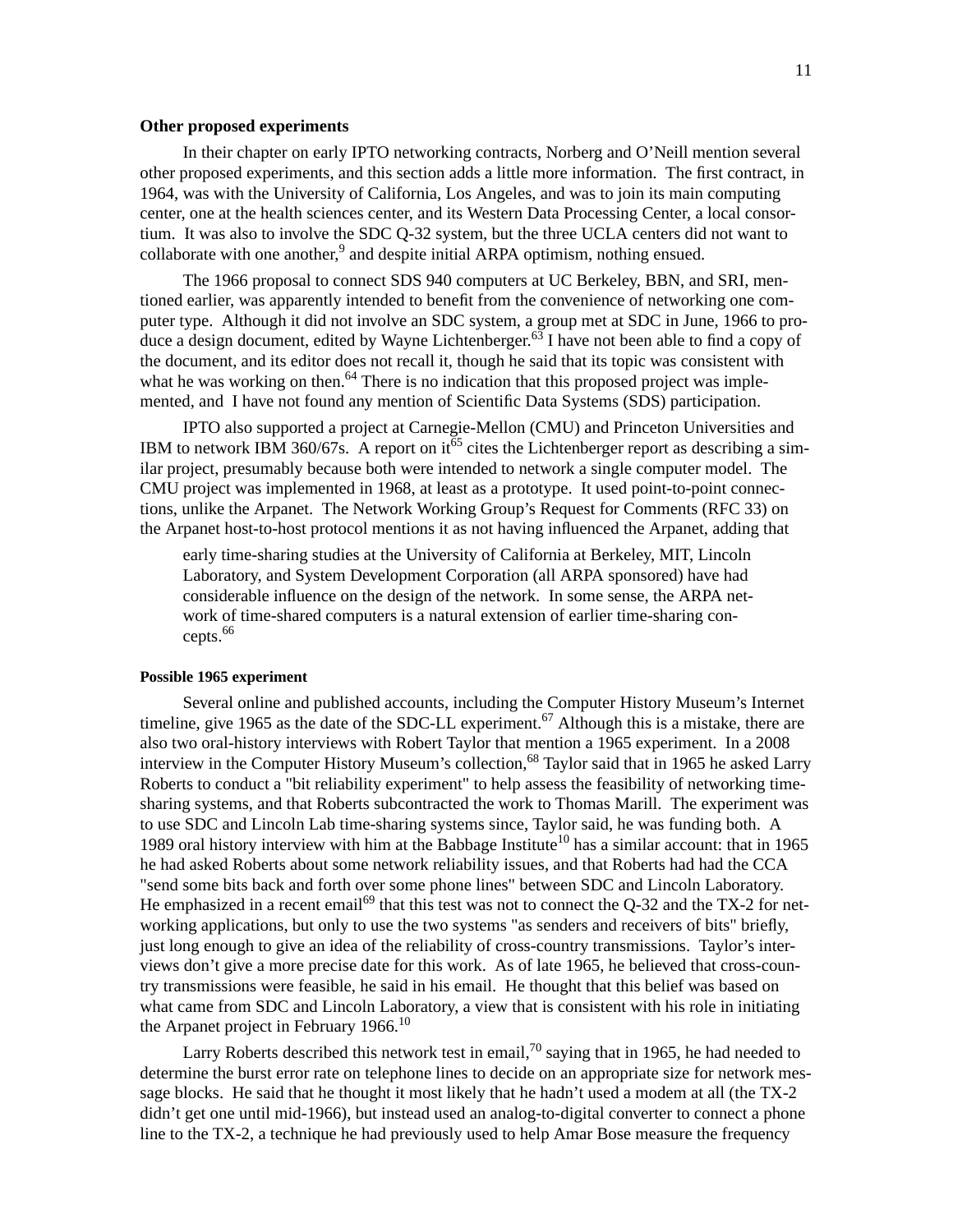### Other proposed experiments

In their chapter on early IPTO networking contracts, Norberg and O'Neill mention several other proposed experiments, and this section adds a little more information. The first contract, in 1964, was with the University of California, Los Angeles, and was to join its main computing center, one at the health sciences center, and its Western Data Processing Center, a local consortium. It was also to involve the SDC Q-32 system, but the three UCLA centers did not want to collaborate with one another,[9] and despite initial ARPA optimism, nothing ensued.

The 1966 proposal to connect SDS 940 computers at UC Berkeley, BBN, and SRI, mentioned earlier, was apparently intended to benefit from the convenience of networking one computer type. Although it did not involve an SDC system, a group met at SDC in June, 1966 to produce a design document, edited by Wayne Lichtenberger.[63] I have not been able to find a copy of the document, and its editor does not recall it, though he said that its topic was consistent with what he was working on then.[64] There is no indication that this proposed project was implemented, and I have not found any mention of Scientific Data Systems (SDS) participation.

IPTO also supported a project at Carnegie-Mellon (CMU) and Princeton Universities and IBM to network IBM 360/67s. A report on it[65] cites the Lichtenberger report as describing a similar project, presumably because both were intended to network a single computer model. The CMU project was implemented in 1968, at least as a prototype. It used point-to-point connections, unlike the Arpanet. The Network Working Group's Request for Comments (RFC 33) on the Arpanet host-to-host protocol mentions it as not having influenced the Arpanet, adding that

> early time-sharing studies at the University of California at Berkeley, MIT, Lincoln Laboratory, and System Development Corporation (all ARPA sponsored) have had considerable influence on the design of the network. In some sense, the ARPA network of time-shared computers is a natural extension of earlier time-sharing concepts.[66]

#### Possible 1965 experiment

Several online and published accounts, including the Computer History Museum's Internet timeline, give 1965 as the date of the SDC-LL experiment.[67] Although this is a mistake, there are also two oral-history interviews with Robert Taylor that mention a 1965 experiment. In a 2008 interview in the Computer History Museum's collection,[68] Taylor said that in 1965 he asked Larry Roberts to conduct a "bit reliability experiment" to help assess the feasibility of networking time-sharing systems, and that Roberts subcontracted the work to Thomas Marill. The experiment was to use SDC and Lincoln Lab time-sharing systems since, Taylor said, he was funding both. A 1989 oral history interview with him at the Babbage Institute[10] has a similar account: that in 1965 he had asked Roberts about some network reliability issues, and that Roberts had had the CCA "send some bits back and forth over some phone lines" between SDC and Lincoln Laboratory. He emphasized in a recent email[69] that this test was not to connect the Q-32 and the TX-2 for networking applications, but only to use the two systems "as senders and receivers of bits" briefly, just long enough to give an idea of the reliability of cross-country transmissions. Taylor's interviews don't give a more precise date for this work. As of late 1965, he believed that cross-country transmissions were feasible, he said in his email. He thought that this belief was based on what came from SDC and Lincoln Laboratory, a view that is consistent with his role in initiating the Arpanet project in February 1966.[10]

Larry Roberts described this network test in email,[70] saying that in 1965, he had needed to determine the burst error rate on telephone lines to decide on an appropriate size for network message blocks. He said that he thought it most likely that he hadn't used a modem at all (the TX-2 didn't get one until mid-1966), but instead used an analog-to-digital converter to connect a phone line to the TX-2, a technique he had previously used to help Amar Bose measure the frequency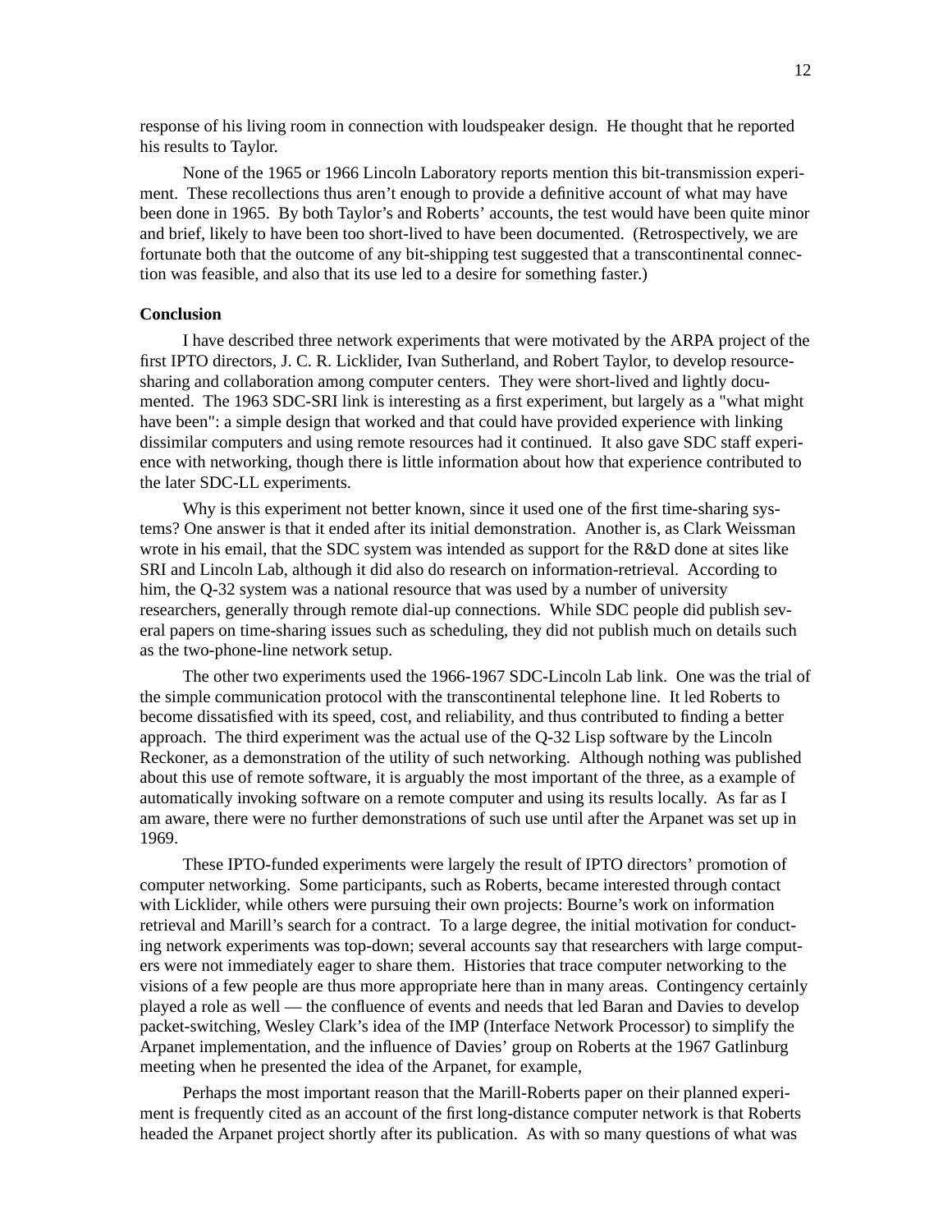response of his living room in connection with loudspeaker design. He thought that he reported his results to Taylor.

None of the 1965 or 1966 Lincoln Laboratory reports mention this bit-transmission experiment. These recollections thus aren't enough to provide a definitive account of what may have been done in 1965. By both Taylor's and Roberts' accounts, the test would have been quite minor and brief, likely to have been too short-lived to have been documented. (Retrospectively, we are fortunate both that the outcome of any bit-shipping test suggested that a transcontinental connection was feasible, and also that its use led to a desire for something faster.)

**Conclusion**

I have described three network experiments that were motivated by the ARPA project of the first IPTO directors, J. C. R. Licklider, Ivan Sutherland, and Robert Taylor, to develop resource-sharing and collaboration among computer centers. They were short-lived and lightly documented. The 1963 SDC-SRI link is interesting as a first experiment, but largely as a "what might have been": a simple design that worked and that could have provided experience with linking dissimilar computers and using remote resources had it continued. It also gave SDC staff experience with networking, though there is little information about how that experience contributed to the later SDC-LL experiments.

Why is this experiment not better known, since it used one of the first time-sharing systems? One answer is that it ended after its initial demonstration. Another is, as Clark Weissman wrote in his email, that the SDC system was intended as support for the R&D done at sites like SRI and Lincoln Lab, although it did also do research on information-retrieval. According to him, the Q-32 system was a national resource that was used by a number of university researchers, generally through remote dial-up connections. While SDC people did publish several papers on time-sharing issues such as scheduling, they did not publish much on details such as the two-phone-line network setup.

The other two experiments used the 1966-1967 SDC-Lincoln Lab link. One was the trial of the simple communication protocol with the transcontinental telephone line. It led Roberts to become dissatisfied with its speed, cost, and reliability, and thus contributed to finding a better approach. The third experiment was the actual use of the Q-32 Lisp software by the Lincoln Reckoner, as a demonstration of the utility of such networking. Although nothing was published about this use of remote software, it is arguably the most important of the three, as a example of automatically invoking software on a remote computer and using its results locally. As far as I am aware, there were no further demonstrations of such use until after the Arpanet was set up in 1969.

These IPTO-funded experiments were largely the result of IPTO directors' promotion of computer networking. Some participants, such as Roberts, became interested through contact with Licklider, while others were pursuing their own projects: Bourne's work on information retrieval and Marill's search for a contract. To a large degree, the initial motivation for conducting network experiments was top-down; several accounts say that researchers with large computers were not immediately eager to share them. Histories that trace computer networking to the visions of a few people are thus more appropriate here than in many areas. Contingency certainly played a role as well — the confluence of events and needs that led Baran and Davies to develop packet-switching, Wesley Clark's idea of the IMP (Interface Network Processor) to simplify the Arpanet implementation, and the influence of Davies' group on Roberts at the 1967 Gatlinburg meeting when he presented the idea of the Arpanet, for example,

Perhaps the most important reason that the Marill-Roberts paper on their planned experiment is frequently cited as an account of the first long-distance computer network is that Roberts headed the Arpanet project shortly after its publication. As with so many questions of what was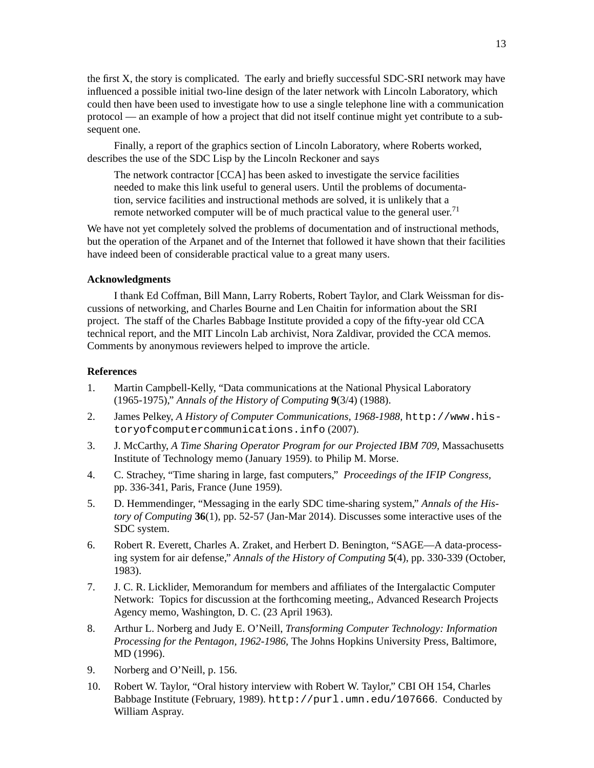the first X, the story is complicated. The early and briefly successful SDC-SRI network may have influenced a possible initial two-line design of the later network with Lincoln Laboratory, which could then have been used to investigate how to use a single telephone line with a communication protocol — an example of how a project that did not itself continue might yet contribute to a subsequent one.

Finally, a report of the graphics section of Lincoln Laboratory, where Roberts worked, describes the use of the SDC Lisp by the Lincoln Reckoner and says

> The network contractor [CCA] has been asked to investigate the service facilities needed to make this link useful to general users. Until the problems of documentation, service facilities and instructional methods are solved, it is unlikely that a remote networked computer will be of much practical value to the general user.[71]

We have not yet completely solved the problems of documentation and of instructional methods, but the operation of the Arpanet and of the Internet that followed it have shown that their facilities have indeed been of considerable practical value to a great many users.

### Acknowledgments

I thank Ed Coffman, Bill Mann, Larry Roberts, Robert Taylor, and Clark Weissman for discussions of networking, and Charles Bourne and Len Chaitin for information about the SRI project. The staff of the Charles Babbage Institute provided a copy of the fifty-year old CCA technical report, and the MIT Lincoln Lab archivist, Nora Zaldivar, provided the CCA memos. Comments by anonymous reviewers helped to improve the article.

### References

1. Martin Campbell-Kelly, "Data communications at the National Physical Laboratory (1965-1975)," *Annals of the History of Computing* **9**(3/4) (1988).
2. James Pelkey, *A History of Computer Communications, 1968-1988,* `http://www.historyofcomputercommunications.info` (2007).
3. J. McCarthy, *A Time Sharing Operator Program for our Projected IBM 709*, Massachusetts Institute of Technology memo (January 1959). to Philip M. Morse.
4. C. Strachey, "Time sharing in large, fast computers," *Proceedings of the IFIP Congress*, pp. 336-341, Paris, France (June 1959).
5. D. Hemmendinger, "Messaging in the early SDC time-sharing system," *Annals of the History of Computing* **36**(1), pp. 52-57 (Jan-Mar 2014). Discusses some interactive uses of the SDC system.
6. Robert R. Everett, Charles A. Zraket, and Herbert D. Benington, "SAGE—A data-processing system for air defense," *Annals of the History of Computing* **5**(4), pp. 330-339 (October, 1983).
7. J. C. R. Licklider, Memorandum for members and affiliates of the Intergalactic Computer Network: Topics for discussion at the forthcoming meeting,, Advanced Research Projects Agency memo, Washington, D. C. (23 April 1963).
8. Arthur L. Norberg and Judy E. O'Neill, *Transforming Computer Technology: Information Processing for the Pentagon, 1962-1986*, The Johns Hopkins University Press, Baltimore, MD (1996).
9. Norberg and O'Neill, p. 156.
10. Robert W. Taylor, "Oral history interview with Robert W. Taylor," CBI OH 154, Charles Babbage Institute (February, 1989). `http://purl.umn.edu/107666`. Conducted by William Aspray.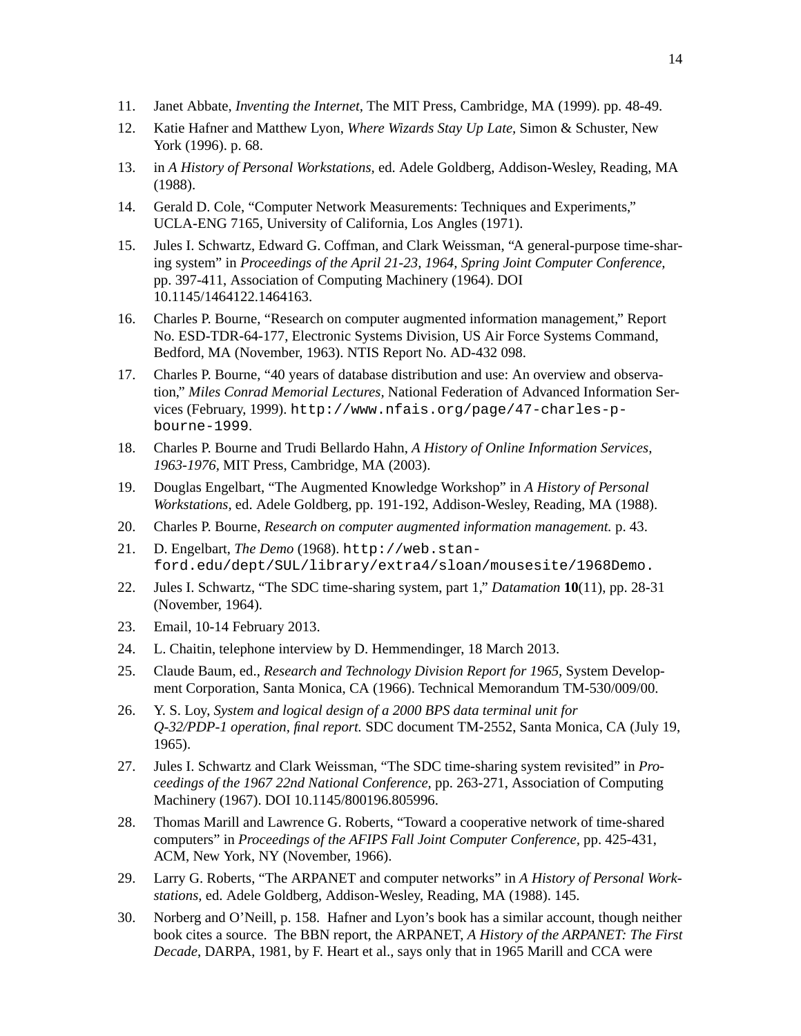11. Janet Abbate, *Inventing the Internet*, The MIT Press, Cambridge, MA (1999). pp. 48-49.

12. Katie Hafner and Matthew Lyon, *Where Wizards Stay Up Late*, Simon & Schuster, New York (1996). p. 68.

13. in *A History of Personal Workstations*, ed. Adele Goldberg, Addison-Wesley, Reading, MA (1988).

14. Gerald D. Cole, "Computer Network Measurements: Techniques and Experiments," UCLA-ENG 7165, University of California, Los Angles (1971).

15. Jules I. Schwartz, Edward G. Coffman, and Clark Weissman, "A general-purpose time-sharing system" in *Proceedings of the April 21-23, 1964, Spring Joint Computer Conference*, pp. 397-411, Association of Computing Machinery (1964). DOI 10.1145/1464122.1464163.

16. Charles P. Bourne, "Research on computer augmented information management," Report No. ESD-TDR-64-177, Electronic Systems Division, US Air Force Systems Command, Bedford, MA (November, 1963). NTIS Report No. AD-432 098.

17. Charles P. Bourne, "40 years of database distribution and use: An overview and observation," *Miles Conrad Memorial Lectures*, National Federation of Advanced Information Services (February, 1999). `http://www.nfais.org/page/47-charles-p-bourne-1999`.

18. Charles P. Bourne and Trudi Bellardo Hahn, *A History of Online Information Services, 1963-1976*, MIT Press, Cambridge, MA (2003).

19. Douglas Engelbart, "The Augmented Knowledge Workshop" in *A History of Personal Workstations*, ed. Adele Goldberg, pp. 191-192, Addison-Wesley, Reading, MA (1988).

20. Charles P. Bourne, *Research on computer augmented information management.* p. 43.

21. D. Engelbart, *The Demo* (1968). `http://web.stanford.edu/dept/SUL/library/extra4/sloan/mousesite/1968Demo.`

22. Jules I. Schwartz, "The SDC time-sharing system, part 1," *Datamation* **10**(11), pp. 28-31 (November, 1964).

23. Email, 10-14 February 2013.

24. L. Chaitin, telephone interview by D. Hemmendinger, 18 March 2013.

25. Claude Baum, ed., *Research and Technology Division Report for 1965*, System Development Corporation, Santa Monica, CA (1966). Technical Memorandum TM-530/009/00.

26. Y. S. Loy, *System and logical design of a 2000 BPS data terminal unit for Q-32/PDP-1 operation, final report.* SDC document TM-2552, Santa Monica, CA (July 19, 1965).

27. Jules I. Schwartz and Clark Weissman, "The SDC time-sharing system revisited" in *Proceedings of the 1967 22nd National Conference*, pp. 263-271, Association of Computing Machinery (1967). DOI 10.1145/800196.805996.

28. Thomas Marill and Lawrence G. Roberts, "Toward a cooperative network of time-shared computers" in *Proceedings of the AFIPS Fall Joint Computer Conference*, pp. 425-431, ACM, New York, NY (November, 1966).

29. Larry G. Roberts, "The ARPANET and computer networks" in *A History of Personal Workstations*, ed. Adele Goldberg, Addison-Wesley, Reading, MA (1988). 145.

30. Norberg and O'Neill, p. 158. Hafner and Lyon's book has a similar account, though neither book cites a source. The BBN report, the ARPANET, *A History of the ARPANET: The First Decade*, DARPA, 1981, by F. Heart et al., says only that in 1965 Marill and CCA were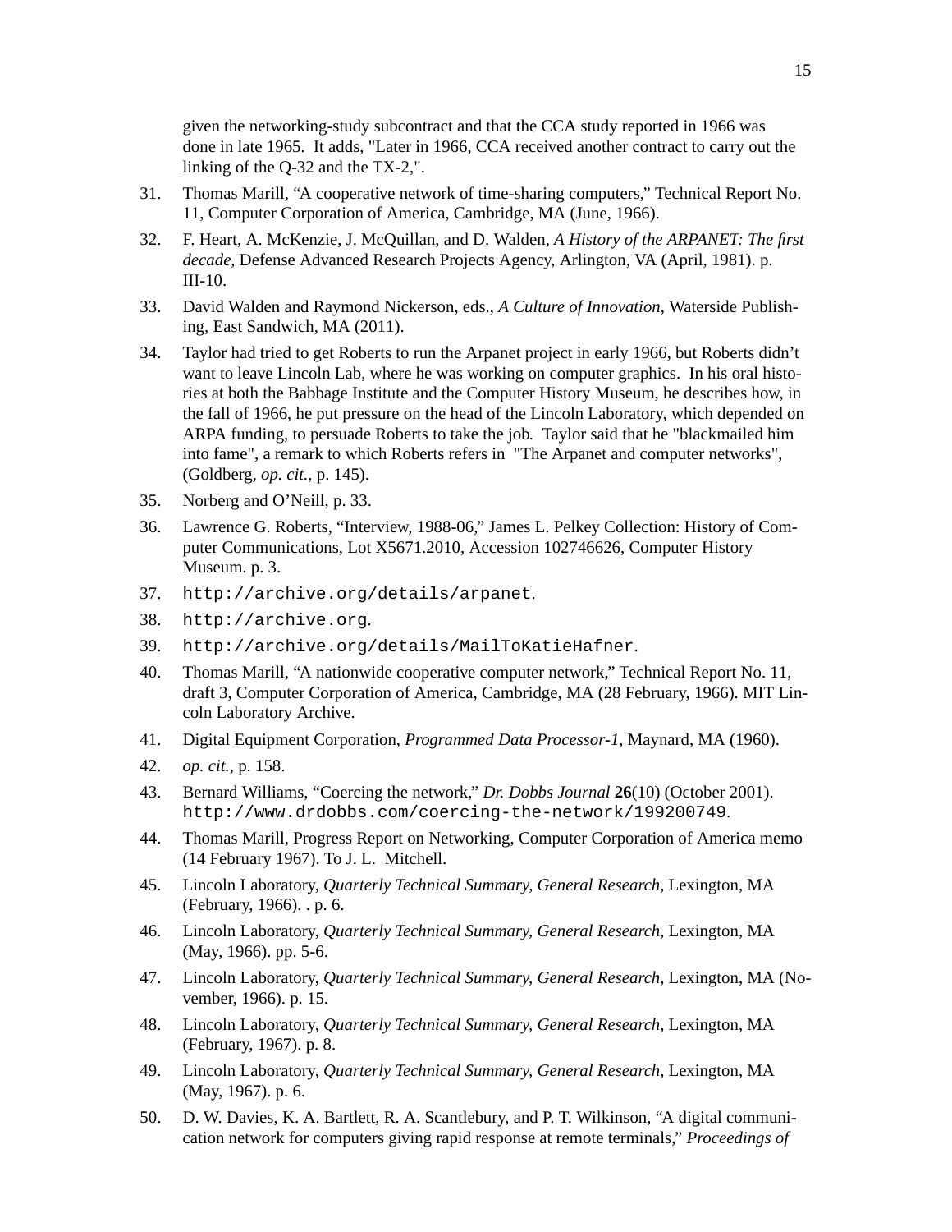given the networking-study subcontract and that the CCA study reported in 1966 was done in late 1965. It adds, "Later in 1966, CCA received another contract to carry out the linking of the Q-32 and the TX-2,".

31. Thomas Marill, "A cooperative network of time-sharing computers," Technical Report No. 11, Computer Corporation of America, Cambridge, MA (June, 1966).

32. F. Heart, A. McKenzie, J. McQuillan, and D. Walden, *A History of the ARPANET: The first decade,* Defense Advanced Research Projects Agency, Arlington, VA (April, 1981). p. III-10.

33. David Walden and Raymond Nickerson, eds., *A Culture of Innovation,* Waterside Publishing, East Sandwich, MA (2011).

34. Taylor had tried to get Roberts to run the Arpanet project in early 1966, but Roberts didn't want to leave Lincoln Lab, where he was working on computer graphics. In his oral histories at both the Babbage Institute and the Computer History Museum, he describes how, in the fall of 1966, he put pressure on the head of the Lincoln Laboratory, which depended on ARPA funding, to persuade Roberts to take the job. Taylor said that he "blackmailed him into fame", a remark to which Roberts refers in "The Arpanet and computer networks", (Goldberg, *op. cit.*, p. 145).

35. Norberg and O'Neill, p. 33.

36. Lawrence G. Roberts, "Interview, 1988-06," James L. Pelkey Collection: History of Computer Communications, Lot X5671.2010, Accession 102746626, Computer History Museum. p. 3.

37. `http://archive.org/details/arpanet`.

38. `http://archive.org`.

39. `http://archive.org/details/MailToKatieHafner`.

40. Thomas Marill, "A nationwide cooperative computer network," Technical Report No. 11, draft 3, Computer Corporation of America, Cambridge, MA (28 February, 1966). MIT Lincoln Laboratory Archive.

41. Digital Equipment Corporation, *Programmed Data Processor-1,* Maynard, MA (1960).

42. *op. cit.*, p. 158.

43. Bernard Williams, "Coercing the network," *Dr. Dobbs Journal* **26**(10) (October 2001). `http://www.drdobbs.com/coercing-the-network/199200749`.

44. Thomas Marill, Progress Report on Networking, Computer Corporation of America memo (14 February 1967). To J. L. Mitchell.

45. Lincoln Laboratory, *Quarterly Technical Summary, General Research,* Lexington, MA (February, 1966). . p. 6.

46. Lincoln Laboratory, *Quarterly Technical Summary, General Research,* Lexington, MA (May, 1966). pp. 5-6.

47. Lincoln Laboratory, *Quarterly Technical Summary, General Research,* Lexington, MA (November, 1966). p. 15.

48. Lincoln Laboratory, *Quarterly Technical Summary, General Research,* Lexington, MA (February, 1967). p. 8.

49. Lincoln Laboratory, *Quarterly Technical Summary, General Research,* Lexington, MA (May, 1967). p. 6.

50. D. W. Davies, K. A. Bartlett, R. A. Scantlebury, and P. T. Wilkinson, "A digital communication network for computers giving rapid response at remote terminals," *Proceedings of*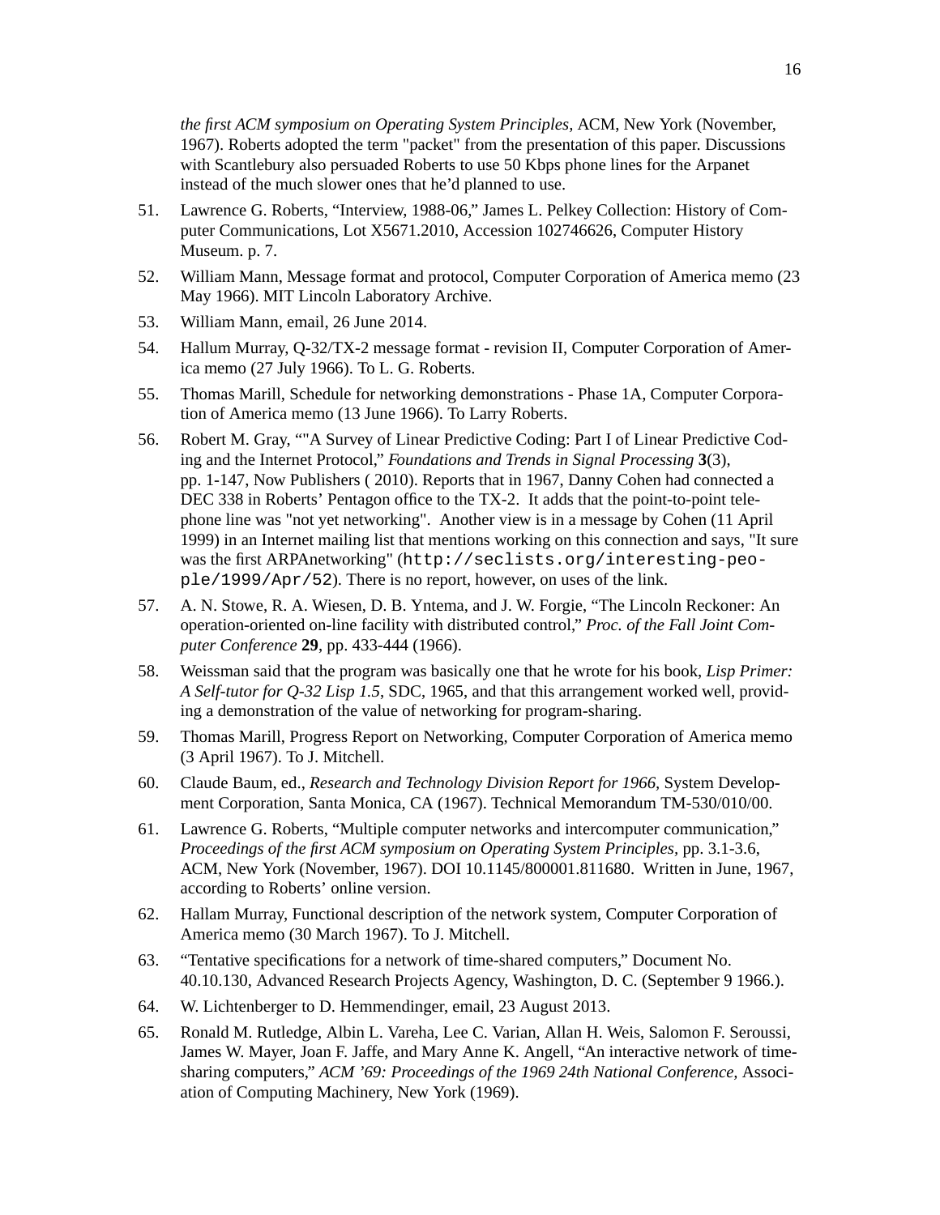*the first ACM symposium on Operating System Principles,* ACM, New York (November, 1967). Roberts adopted the term "packet" from the presentation of this paper. Discussions with Scantlebury also persuaded Roberts to use 50 Kbps phone lines for the Arpanet instead of the much slower ones that he'd planned to use.

51. Lawrence G. Roberts, "Interview, 1988-06," James L. Pelkey Collection: History of Computer Communications, Lot X5671.2010, Accession 102746626, Computer History Museum. p. 7.

52. William Mann, Message format and protocol, Computer Corporation of America memo (23 May 1966). MIT Lincoln Laboratory Archive.

53. William Mann, email, 26 June 2014.

54. Hallum Murray, Q-32/TX-2 message format - revision II, Computer Corporation of America memo (27 July 1966). To L. G. Roberts.

55. Thomas Marill, Schedule for networking demonstrations - Phase 1A, Computer Corporation of America memo (13 June 1966). To Larry Roberts.

56. Robert M. Gray, ""A Survey of Linear Predictive Coding: Part I of Linear Predictive Coding and the Internet Protocol," *Foundations and Trends in Signal Processing* **3**(3), pp. 1-147, Now Publishers ( 2010). Reports that in 1967, Danny Cohen had connected a DEC 338 in Roberts' Pentagon office to the TX-2. It adds that the point-to-point telephone line was "not yet networking". Another view is in a message by Cohen (11 April 1999) in an Internet mailing list that mentions working on this connection and says, "It sure was the first ARPAnetworking" (`http://seclists.org/interesting-people/1999/Apr/52`). There is no report, however, on uses of the link.

57. A. N. Stowe, R. A. Wiesen, D. B. Yntema, and J. W. Forgie, "The Lincoln Reckoner: An operation-oriented on-line facility with distributed control," *Proc. of the Fall Joint Computer Conference* **29**, pp. 433-444 (1966).

58. Weissman said that the program was basically one that he wrote for his book, *Lisp Primer: A Self-tutor for Q-32 Lisp 1.5*, SDC, 1965, and that this arrangement worked well, providing a demonstration of the value of networking for program-sharing.

59. Thomas Marill, Progress Report on Networking, Computer Corporation of America memo (3 April 1967). To J. Mitchell.

60. Claude Baum, ed., *Research and Technology Division Report for 1966,* System Development Corporation, Santa Monica, CA (1967). Technical Memorandum TM-530/010/00.

61. Lawrence G. Roberts, "Multiple computer networks and intercomputer communication," *Proceedings of the first ACM symposium on Operating System Principles,* pp. 3.1-3.6, ACM, New York (November, 1967). DOI 10.1145/800001.811680. Written in June, 1967, according to Roberts' online version.

62. Hallam Murray, Functional description of the network system, Computer Corporation of America memo (30 March 1967). To J. Mitchell.

63. "Tentative specifications for a network of time-shared computers," Document No. 40.10.130, Advanced Research Projects Agency, Washington, D. C. (September 9 1966.).

64. W. Lichtenberger to D. Hemmendinger, email, 23 August 2013.

65. Ronald M. Rutledge, Albin L. Vareha, Lee C. Varian, Allan H. Weis, Salomon F. Seroussi, James W. Mayer, Joan F. Jaffe, and Mary Anne K. Angell, "An interactive network of time-sharing computers," *ACM '69: Proceedings of the 1969 24th National Conference,* Association of Computing Machinery, New York (1969).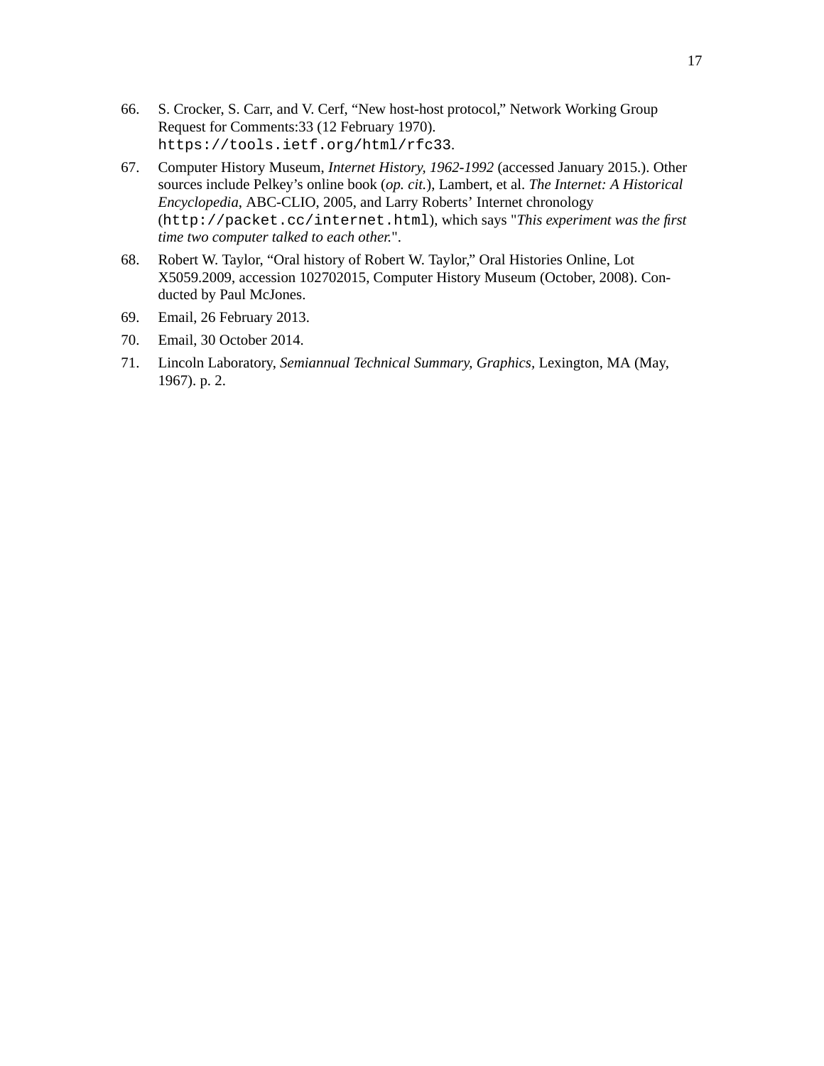66. S. Crocker, S. Carr, and V. Cerf, “New host-host protocol,” Network Working Group Request for Comments:33 (12 February 1970). `https://tools.ietf.org/html/rfc33`.

67. Computer History Museum, *Internet History, 1962-1992* (accessed January 2015.). Other sources include Pelkey’s online book (*op. cit.*), Lambert, et al. *The Internet: A Historical Encyclopedia*, ABC-CLIO, 2005, and Larry Roberts’ Internet chronology (`http://packet.cc/internet.html`), which says "*This experiment was the first time two computer talked to each other.*".

68. Robert W. Taylor, “Oral history of Robert W. Taylor,” Oral Histories Online, Lot X5059.2009, accession 102702015, Computer History Museum (October, 2008). Conducted by Paul McJones.

69. Email, 26 February 2013.

70. Email, 30 October 2014.

71. Lincoln Laboratory, *Semiannual Technical Summary, Graphics*, Lexington, MA (May, 1967). p. 2.